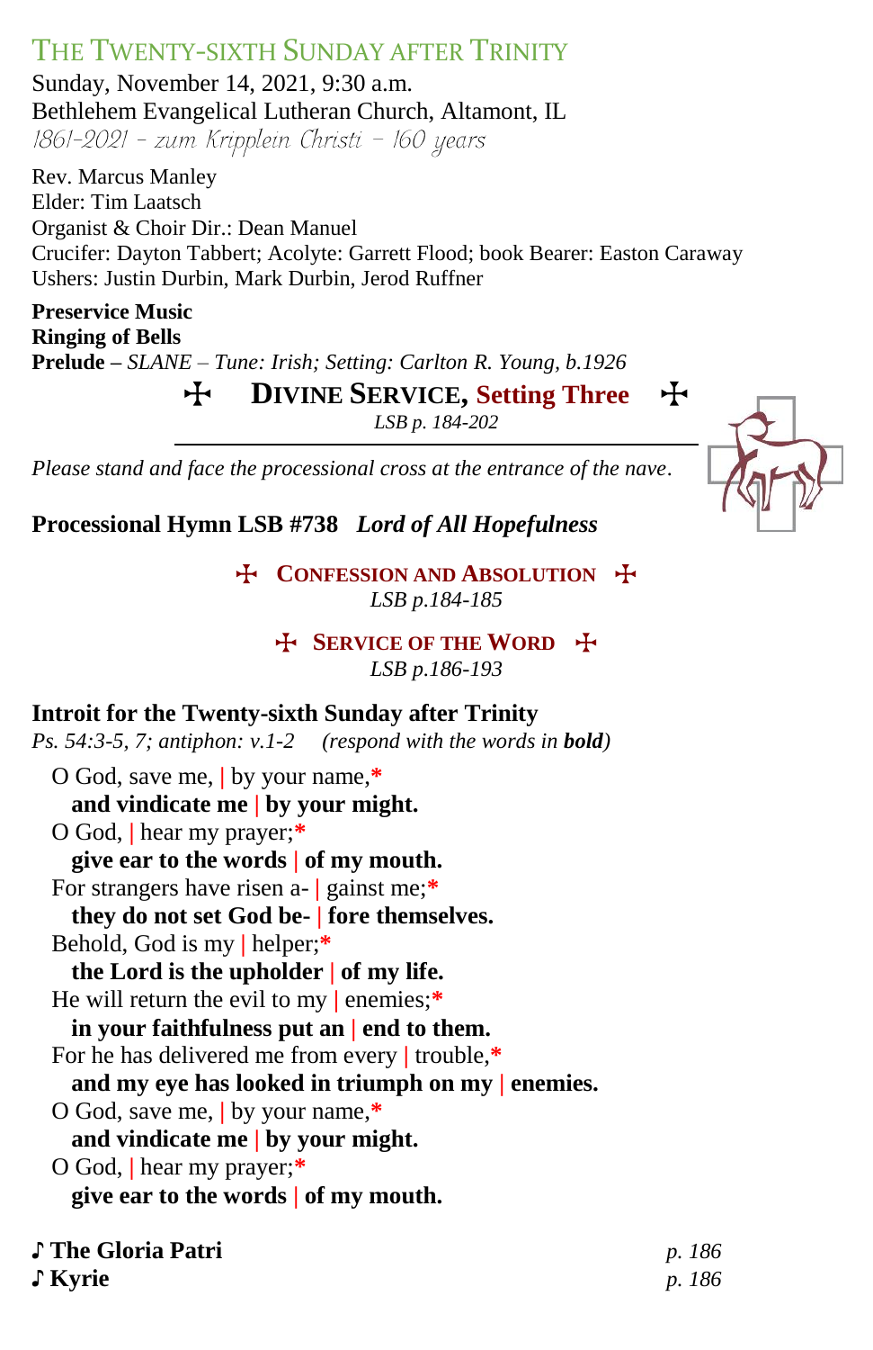# The Twenty-sixth Sunday after Trinity

Sunday, November 14, 2021, 9:30 a.m.
Bethlehem Evangelical Lutheran Church, Altamont, IL
*1861-2021 – zum Kripplein Christi – 160 years*

Rev. Marcus Manley
Elder: Tim Laatsch
Organist & Choir Dir.: Dean Manuel
Crucifer: Dayton Tabbert; Acolyte: Garrett Flood; book Bearer: Easton Caraway
Ushers: Justin Durbin, Mark Durbin, Jerod Ruffner

**Preservice Music**
**Ringing of Bells**
**Prelude –** *SLANE – Tune: Irish; Setting: Carlton R. Young, b.1926*

## ✠ Divine Service, Setting Three ✠

*LSB p. 184-202*

*Please stand and face the processional cross at the entrance of the nave.*

**Processional Hymn LSB #738 *Lord of All Hopefulness***

### ✠ Confession and Absolution ✠

*LSB p.184-185*

### ✠ Service of the Word ✠

*LSB p.186-193*

**Introit for the Twenty-sixth Sunday after Trinity**
*Ps. 54:3-5, 7; antiphon: v.1-2 (respond with the words in **bold**)*

O God, save me, | by your name,*
**and vindicate me | by your might.**
O God, | hear my prayer;*
**give ear to the words | of my mouth.**
For strangers have risen a- | gainst me;*
**they do not set God be- | fore themselves.**
Behold, God is my | helper;*
**the Lord is the upholder | of my life.**
He will return the evil to my | enemies;*
**in your faithfulness put an | end to them.**
For he has delivered me from every | trouble,*
**and my eye has looked in triumph on my | enemies.**
O God, save me, | by your name,*
**and vindicate me | by your might.**
O God, | hear my prayer;*
**give ear to the words | of my mouth.**

♪ **The Gloria Patri** *p. 186*
♪ **Kyrie** *p. 186*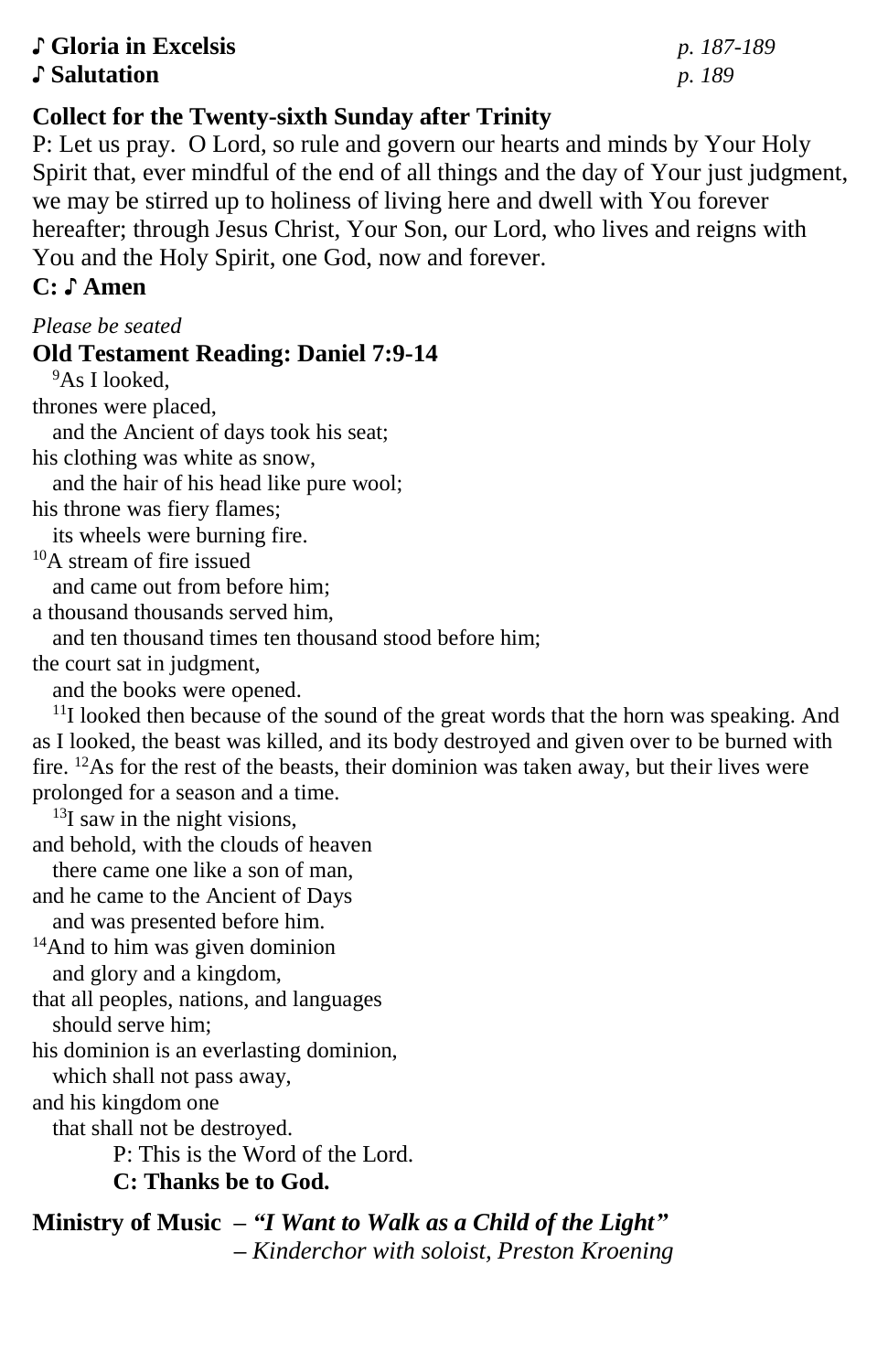**♪ Gloria in Excelsis** *p. 187-189*
**♪ Salutation** *p. 189*

**Collect for the Twenty-sixth Sunday after Trinity**

P: Let us pray. O Lord, so rule and govern our hearts and minds by Your Holy Spirit that, ever mindful of the end of all things and the day of Your just judgment, we may be stirred up to holiness of living here and dwell with You forever hereafter; through Jesus Christ, Your Son, our Lord, who lives and reigns with You and the Holy Spirit, one God, now and forever.

**C: ♪ Amen**

*Please be seated*

**Old Testament Reading: Daniel 7:9-14**

[9]As I looked,
thrones were placed,
   and the Ancient of days took his seat;
his clothing was white as snow,
   and the hair of his head like pure wool;
his throne was fiery flames;
   its wheels were burning fire.
[10]A stream of fire issued
   and came out from before him;
a thousand thousands served him,
   and ten thousand times ten thousand stood before him;
the court sat in judgment,
   and the books were opened.

[11]I looked then because of the sound of the great words that the horn was speaking. And as I looked, the beast was killed, and its body destroyed and given over to be burned with fire. [12]As for the rest of the beasts, their dominion was taken away, but their lives were prolonged for a season and a time.

[13]I saw in the night visions,
and behold, with the clouds of heaven
   there came one like a son of man,
and he came to the Ancient of Days
   and was presented before him.
[14]And to him was given dominion
   and glory and a kingdom,
that all peoples, nations, and languages
   should serve him;
his dominion is an everlasting dominion,
   which shall not pass away,
and his kingdom one
   that shall not be destroyed.

P: This is the Word of the Lord.
**C: Thanks be to God.**

**Ministry of Music – *"I Want to Walk as a Child of the Light"***
*– Kinderchor with soloist, Preston Kroening*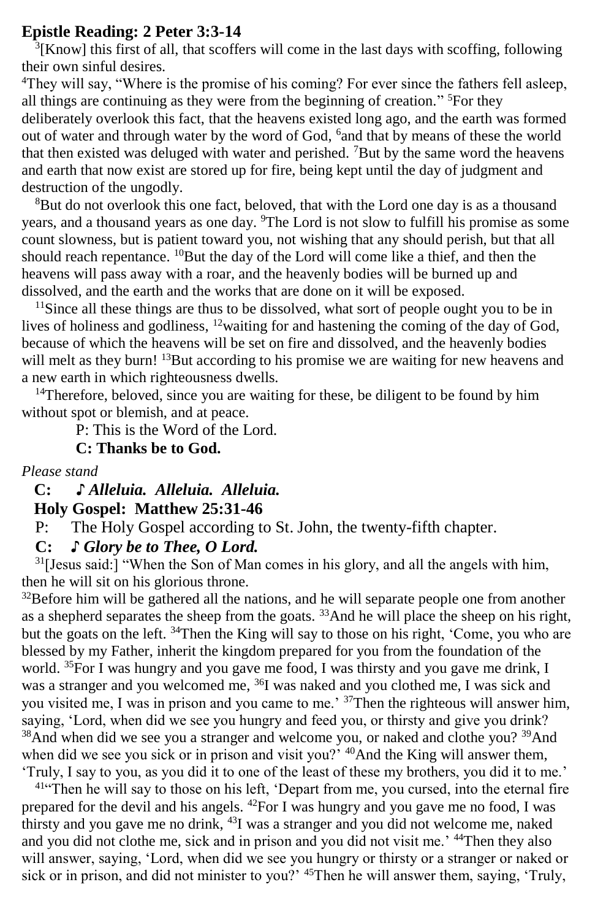## Epistle Reading: 2 Peter 3:3-14

[3][Know] this first of all, that scoffers will come in the last days with scoffing, following their own sinful desires.

[4]They will say, "Where is the promise of his coming? For ever since the fathers fell asleep, all things are continuing as they were from the beginning of creation." [5]For they deliberately overlook this fact, that the heavens existed long ago, and the earth was formed out of water and through water by the word of God, [6]and that by means of these the world that then existed was deluged with water and perished. [7]But by the same word the heavens and earth that now exist are stored up for fire, being kept until the day of judgment and destruction of the ungodly.

[8]But do not overlook this one fact, beloved, that with the Lord one day is as a thousand years, and a thousand years as one day. [9]The Lord is not slow to fulfill his promise as some count slowness, but is patient toward you, not wishing that any should perish, but that all should reach repentance. [10]But the day of the Lord will come like a thief, and then the heavens will pass away with a roar, and the heavenly bodies will be burned up and dissolved, and the earth and the works that are done on it will be exposed.

[11]Since all these things are thus to be dissolved, what sort of people ought you to be in lives of holiness and godliness, [12]waiting for and hastening the coming of the day of God, because of which the heavens will be set on fire and dissolved, and the heavenly bodies will melt as they burn! [13]But according to his promise we are waiting for new heavens and a new earth in which righteousness dwells.

[14]Therefore, beloved, since you are waiting for these, be diligent to be found by him without spot or blemish, and at peace.

P: This is the Word of the Lord.

**C: Thanks be to God.**

*Please stand*

**C: ♪ *Alleluia. Alleluia. Alleluia.***

**Holy Gospel: Matthew 25:31-46**

P: The Holy Gospel according to St. John, the twenty-fifth chapter.

**C: ♪ *Glory be to Thee, O Lord.***

[31][Jesus said:] "When the Son of Man comes in his glory, and all the angels with him, then he will sit on his glorious throne.

[32]Before him will be gathered all the nations, and he will separate people one from another as a shepherd separates the sheep from the goats. [33]And he will place the sheep on his right, but the goats on the left. [34]Then the King will say to those on his right, 'Come, you who are blessed by my Father, inherit the kingdom prepared for you from the foundation of the world. [35]For I was hungry and you gave me food, I was thirsty and you gave me drink, I was a stranger and you welcomed me, [36]I was naked and you clothed me, I was sick and you visited me, I was in prison and you came to me.' [37]Then the righteous will answer him, saying, 'Lord, when did we see you hungry and feed you, or thirsty and give you drink? [38]And when did we see you a stranger and welcome you, or naked and clothe you? [39]And when did we see you sick or in prison and visit you?' [40]And the King will answer them, 'Truly, I say to you, as you did it to one of the least of these my brothers, you did it to me.'

[41]"Then he will say to those on his left, 'Depart from me, you cursed, into the eternal fire prepared for the devil and his angels. [42]For I was hungry and you gave me no food, I was thirsty and you gave me no drink, [43]I was a stranger and you did not welcome me, naked and you did not clothe me, sick and in prison and you did not visit me.' [44]Then they also will answer, saying, 'Lord, when did we see you hungry or thirsty or a stranger or naked or sick or in prison, and did not minister to you?' [45]Then he will answer them, saying, 'Truly,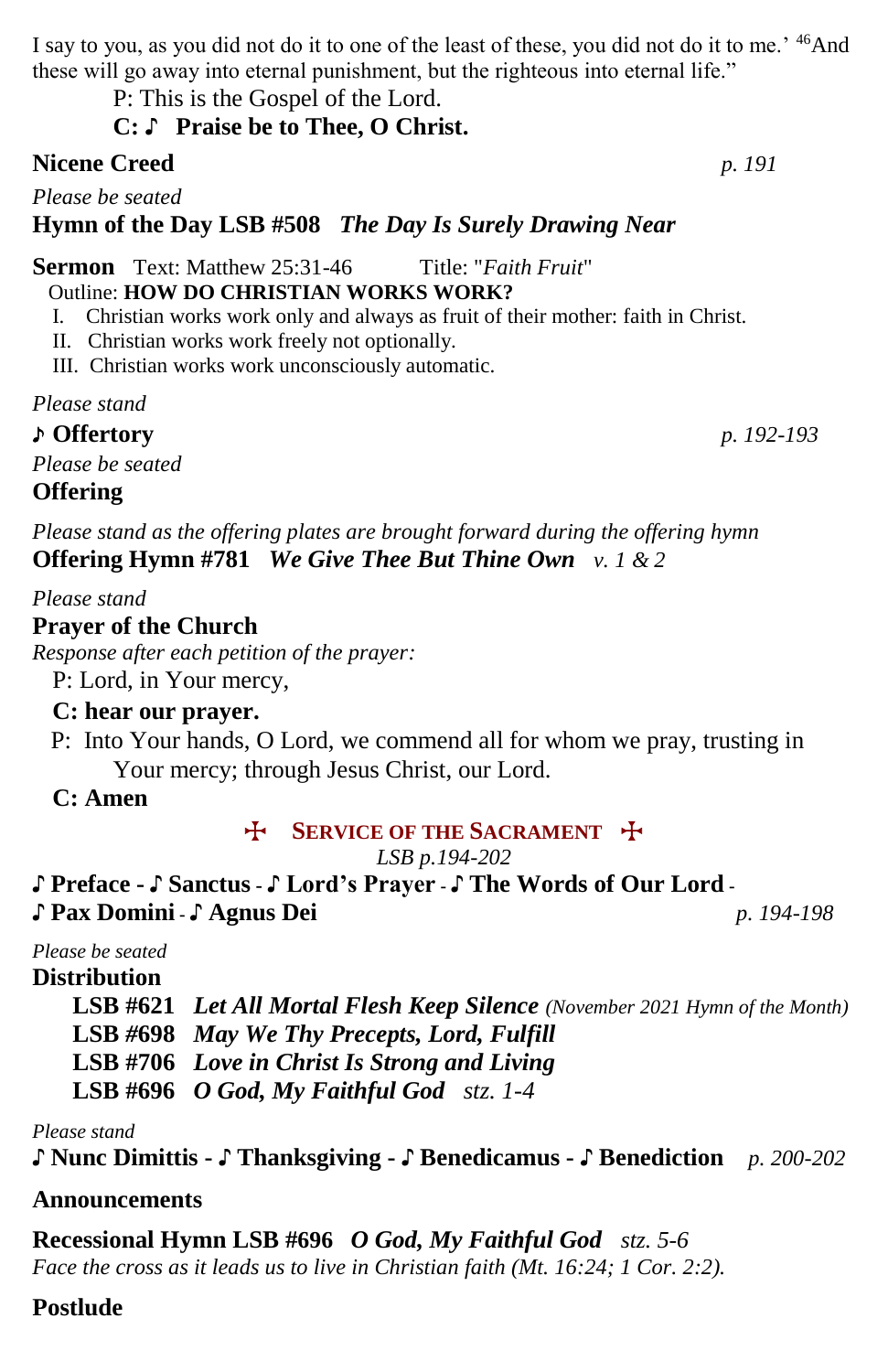I say to you, as you did not do it to one of the least of these, you did not do it to me.' [46]And these will go away into eternal punishment, but the righteous into eternal life."

P: This is the Gospel of the Lord.

**C: ♪ Praise be to Thee, O Christ.**

**Nicene Creed** *p. 191*

*Please be seated*

**Hymn of the Day LSB #508** ***The Day Is Surely Drawing Near***

**Sermon** Text: Matthew 25:31-46 Title: "*Faith Fruit*"

Outline: **HOW DO CHRISTIAN WORKS WORK?**

I. Christian works work only and always as fruit of their mother: faith in Christ.
II. Christian works work freely not optionally.
III. Christian works work unconsciously automatic.

*Please stand*

**♪ Offertory** *p. 192-193*

*Please be seated*

**Offering**

*Please stand as the offering plates are brought forward during the offering hymn*

**Offering Hymn #781** ***We Give Thee But Thine Own*** *v. 1 & 2*

*Please stand*

**Prayer of the Church**

*Response after each petition of the prayer:*

P: Lord, in Your mercy,

**C: hear our prayer.**

P: Into Your hands, O Lord, we commend all for whom we pray, trusting in Your mercy; through Jesus Christ, our Lord.

**C: Amen**

## ☩ SERVICE OF THE SACRAMENT ☩

*LSB p.194-202*

**♪ Preface - ♪ Sanctus - ♪ Lord's Prayer - ♪ The Words of Our Lord - ♪ Pax Domini - ♪ Agnus Dei** *p. 194-198*

*Please be seated*

**Distribution**

**LSB #621** ***Let All Mortal Flesh Keep Silence*** *(November 2021 Hymn of the Month)*
**LSB #698** ***May We Thy Precepts, Lord, Fulfill***
**LSB #706** ***Love in Christ Is Strong and Living***
**LSB #696** ***O God, My Faithful God*** *stz. 1-4*

*Please stand*

**♪ Nunc Dimittis - ♪ Thanksgiving - ♪ Benedicamus - ♪ Benediction** *p. 200-202*

**Announcements**

**Recessional Hymn LSB #696** ***O God, My Faithful God*** *stz. 5-6*

*Face the cross as it leads us to live in Christian faith (Mt. 16:24; 1 Cor. 2:2).*

**Postlude**